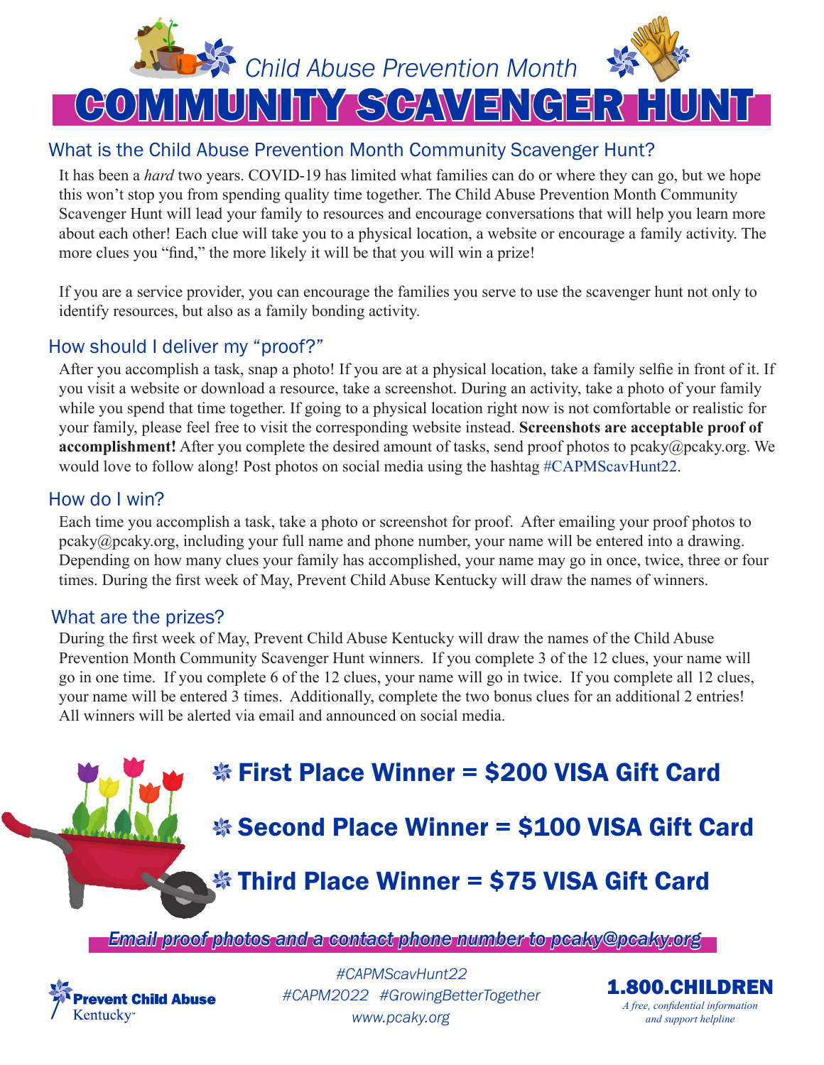*Child Abuse Prevention Month*

# COMMUNITY SCAVENGER HUNT

## What is the Child Abuse Prevention Month Community Scavenger Hunt?

It has been a *hard* two years. COVID-19 has limited what families can do or where they can go, but we hope this won't stop you from spending quality time together. The Child Abuse Prevention Month Community Scavenger Hunt will lead your family to resources and encourage conversations that will help you learn more about each other! Each clue will take you to a physical location, a website or encourage a family activity. The more clues you "find," the more likely it will be that you will win a prize!

If you are a service provider, you can encourage the families you serve to use the scavenger hunt not only to identify resources, but also as a family bonding activity.

## How should I deliver my "proof?"

After you accomplish a task, snap a photo! If you are at a physical location, take a family selfie in front of it. If you visit a website or download a resource, take a screenshot. During an activity, take a photo of your family while you spend that time together. If going to a physical location right now is not comfortable or realistic for your family, please feel free to visit the corresponding website instead. **Screenshots are acceptable proof of accomplishment!** After you complete the desired amount of tasks, send proof photos to pcaky@pcaky.org. We would love to follow along! Post photos on social media using the hashtag #CAPMScavHunt22.

## How do I win?

Each time you accomplish a task, take a photo or screenshot for proof. After emailing your proof photos to pcaky@pcaky.org, including your full name and phone number, your name will be entered into a drawing. Depending on how many clues your family has accomplished, your name may go in once, twice, three or four times. During the first week of May, Prevent Child Abuse Kentucky will draw the names of winners.

## What are the prizes?

During the first week of May, Prevent Child Abuse Kentucky will draw the names of the Child Abuse Prevention Month Community Scavenger Hunt winners. If you complete 3 of the 12 clues, your name will go in one time. If you complete 6 of the 12 clues, your name will go in twice. If you complete all 12 clues, your name will be entered 3 times. Additionally, complete the two bonus clues for an additional 2 entries! All winners will be alerted via email and announced on social media.

- **First Place Winner = $200 VISA Gift Card**
- **Second Place Winner = $100 VISA Gift Card**
- **Third Place Winner = $75 VISA Gift Card**

***Email proof photos and a contact phone number to pcaky@pcaky.org***

**Prevent Child Abuse** Kentucky

*#CAPMScavHunt22*
*#CAPM2022 #GrowingBetterTogether*
*www.pcaky.org*

**1.800.CHILDREN**
*A free, confidential information and support helpline*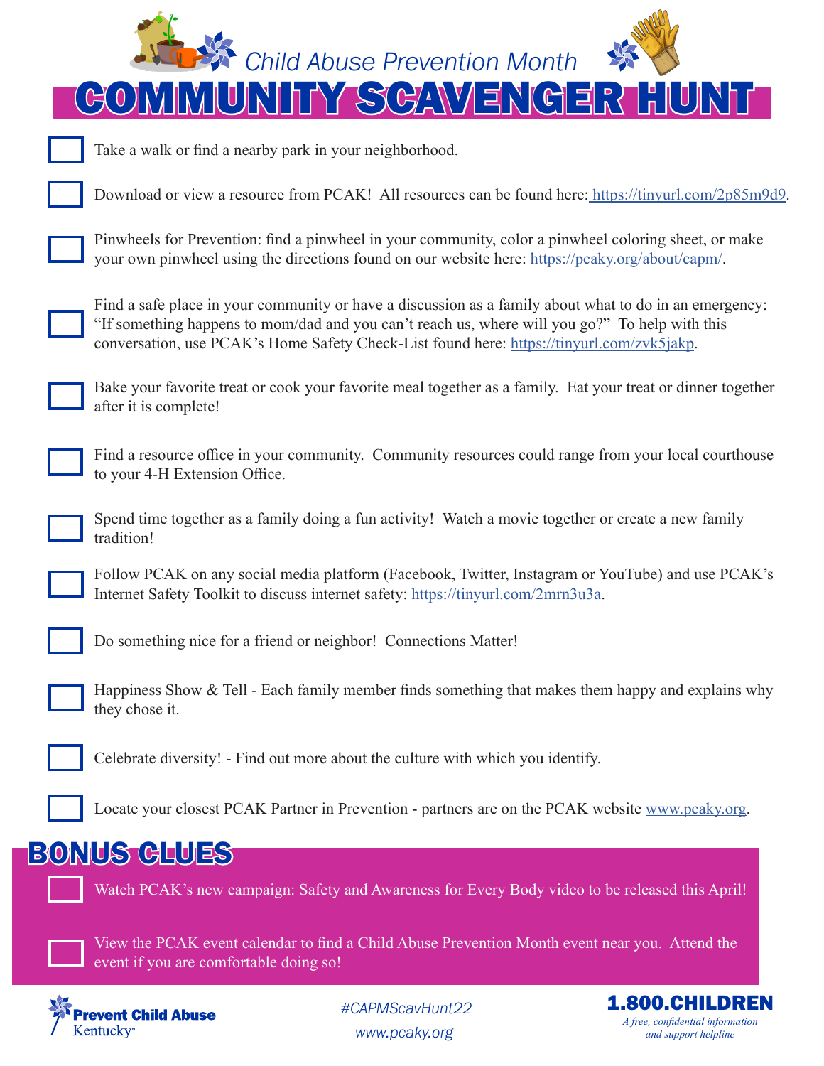*Child Abuse Prevention Month*

# COMMUNITY SCAVENGER HUNT

- [ ] Take a walk or find a nearby park in your neighborhood.
- [ ] Download or view a resource from PCAK! All resources can be found here: https://tinyurl.com/2p85m9d9.
- [ ] Pinwheels for Prevention: find a pinwheel in your community, color a pinwheel coloring sheet, or make your own pinwheel using the directions found on our website here: https://pcaky.org/about/capm/.
- [ ] Find a safe place in your community or have a discussion as a family about what to do in an emergency: "If something happens to mom/dad and you can't reach us, where will you go?" To help with this conversation, use PCAK's Home Safety Check-List found here: https://tinyurl.com/zvk5jakp.
- [ ] Bake your favorite treat or cook your favorite meal together as a family. Eat your treat or dinner together after it is complete!
- [ ] Find a resource office in your community. Community resources could range from your local courthouse to your 4-H Extension Office.
- [ ] Spend time together as a family doing a fun activity! Watch a movie together or create a new family tradition!
- [ ] Follow PCAK on any social media platform (Facebook, Twitter, Instagram or YouTube) and use PCAK's Internet Safety Toolkit to discuss internet safety: https://tinyurl.com/2mrn3u3a.
- [ ] Do something nice for a friend or neighbor! Connections Matter!
- [ ] Happiness Show & Tell - Each family member finds something that makes them happy and explains why they chose it.
- [ ] Celebrate diversity! - Find out more about the culture with which you identify.
- [ ] Locate your closest PCAK Partner in Prevention - partners are on the PCAK website www.pcaky.org.

## BONUS CLUES

- [ ] Watch PCAK's new campaign: Safety and Awareness for Every Body video to be released this April!
- [ ] View the PCAK event calendar to find a Child Abuse Prevention Month event near you. Attend the event if you are comfortable doing so!

**Prevent Child Abuse** Kentucky

*#CAPMScavHunt22*

*www.pcaky.org*

**1.800.CHILDREN**

*A free, confidential information and support helpline*